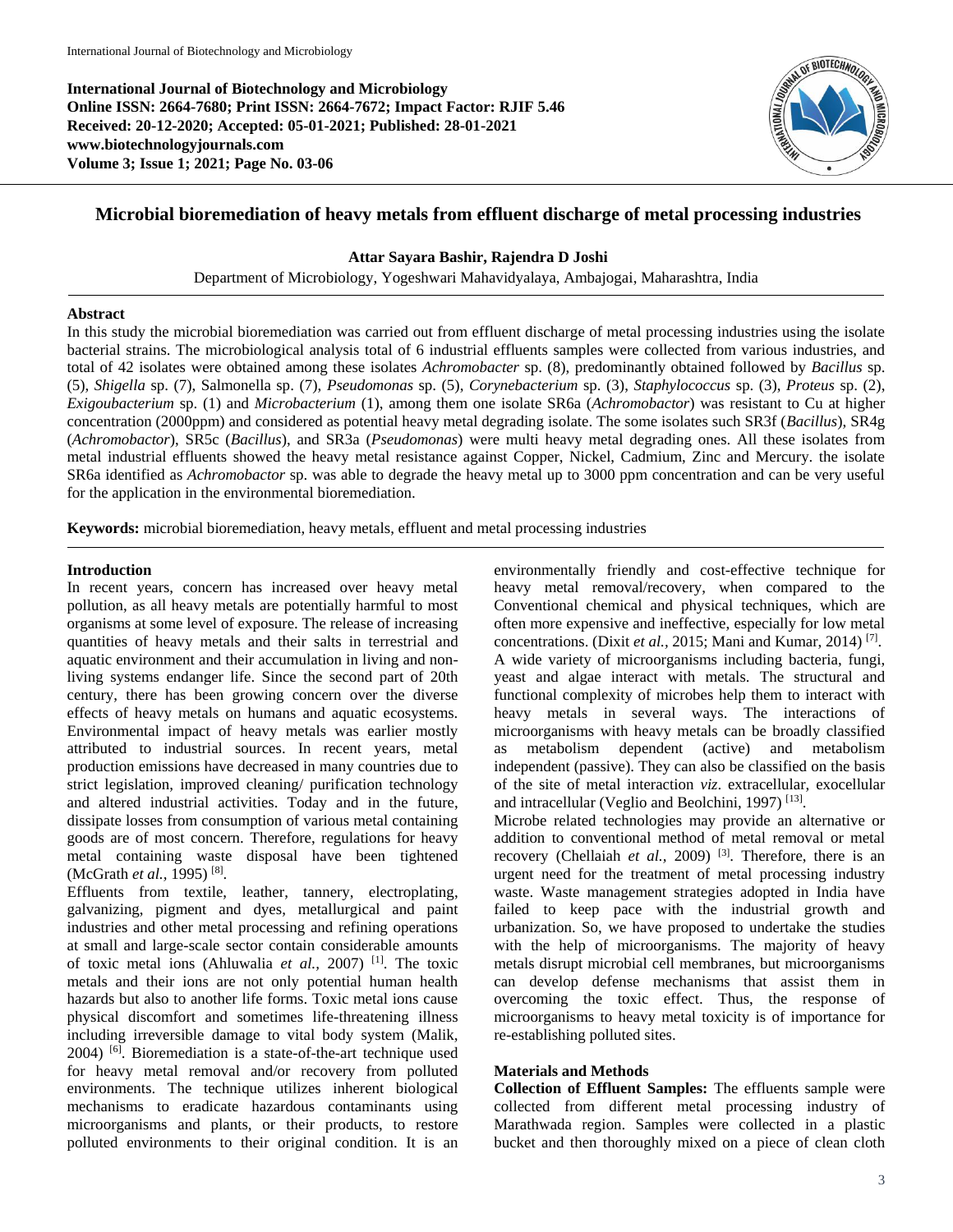**International Journal of Biotechnology and Microbiology**
**Online ISSN: 2664-7680; Print ISSN: 2664-7672; Impact Factor: RJIF 5.46**
**Received: 20-12-2020; Accepted: 05-01-2021; Published: 28-01-2021**
**www.biotechnologyjournals.com**
**Volume 3; Issue 1; 2021; Page No. 03-06**

# Microbial bioremediation of heavy metals from effluent discharge of metal processing industries

**Attar Sayara Bashir, Rajendra D Joshi**

Department of Microbiology, Yogeshwari Mahavidyalaya, Ambajogai, Maharashtra, India

## Abstract

In this study the microbial bioremediation was carried out from effluent discharge of metal processing industries using the isolate bacterial strains. The microbiological analysis total of 6 industrial effluents samples were collected from various industries, and total of 42 isolates were obtained among these isolates *Achromobacter* sp. (8), predominantly obtained followed by *Bacillus* sp. (5), *Shigella* sp. (7), Salmonella sp. (7), *Pseudomonas* sp. (5), *Corynebacterium* sp. (3), *Staphylococcus* sp. (3), *Proteus* sp. (2), *Exigoubacterium* sp. (1) and *Microbacterium* (1), among them one isolate SR6a (*Achromobacter*) was resistant to Cu at higher concentration (2000ppm) and considered as potential heavy metal degrading isolate. The some isolates such SR3f (*Bacillus*), SR4g (*Achromobactor*), SR5c (*Bacillus*), and SR3a (*Pseudomonas*) were multi heavy metal degrading ones. All these isolates from metal industrial effluents showed the heavy metal resistance against Copper, Nickel, Cadmium, Zinc and Mercury. the isolate SR6a identified as *Achromobactor* sp. was able to degrade the heavy metal up to 3000 ppm concentration and can be very useful for the application in the environmental bioremediation.

**Keywords:** microbial bioremediation, heavy metals, effluent and metal processing industries

## Introduction

In recent years, concern has increased over heavy metal pollution, as all heavy metals are potentially harmful to most organisms at some level of exposure. The release of increasing quantities of heavy metals and their salts in terrestrial and aquatic environment and their accumulation in living and non-living systems endanger life. Since the second part of 20th century, there has been growing concern over the diverse effects of heavy metals on humans and aquatic ecosystems. Environmental impact of heavy metals was earlier mostly attributed to industrial sources. In recent years, metal production emissions have decreased in many countries due to strict legislation, improved cleaning/ purification technology and altered industrial activities. Today and in the future, dissipate losses from consumption of various metal containing goods are of most concern. Therefore, regulations for heavy metal containing waste disposal have been tightened (McGrath *et al.,* 1995) [8].

Effluents from textile, leather, tannery, electroplating, galvanizing, pigment and dyes, metallurgical and paint industries and other metal processing and refining operations at small and large-scale sector contain considerable amounts of toxic metal ions (Ahluwalia *et al.,* 2007) [1]. The toxic metals and their ions are not only potential human health hazards but also to another life forms. Toxic metal ions cause physical discomfort and sometimes life-threatening illness including irreversible damage to vital body system (Malik, 2004) [6]. Bioremediation is a state-of-the-art technique used for heavy metal removal and/or recovery from polluted environments. The technique utilizes inherent biological mechanisms to eradicate hazardous contaminants using microorganisms and plants, or their products, to restore polluted environments to their original condition. It is an environmentally friendly and cost-effective technique for heavy metal removal/recovery, when compared to the Conventional chemical and physical techniques, which are often more expensive and ineffective, especially for low metal concentrations. (Dixit *et al.,* 2015; Mani and Kumar, 2014) [7].

A wide variety of microorganisms including bacteria, fungi, yeast and algae interact with metals. The structural and functional complexity of microbes help them to interact with heavy metals in several ways. The interactions of microorganisms with heavy metals can be broadly classified as metabolism dependent (active) and metabolism independent (passive). They can also be classified on the basis of the site of metal interaction *viz*. extracellular, exocellular and intracellular (Veglio and Beolchini, 1997) [13].

Microbe related technologies may provide an alternative or addition to conventional method of metal removal or metal recovery (Chellaiah *et al.,* 2009) [3]. Therefore, there is an urgent need for the treatment of metal processing industry waste. Waste management strategies adopted in India have failed to keep pace with the industrial growth and urbanization. So, we have proposed to undertake the studies with the help of microorganisms. The majority of heavy metals disrupt microbial cell membranes, but microorganisms can develop defense mechanisms that assist them in overcoming the toxic effect. Thus, the response of microorganisms to heavy metal toxicity is of importance for re-establishing polluted sites.

## Materials and Methods

**Collection of Effluent Samples:** The effluents sample were collected from different metal processing industry of Marathwada region. Samples were collected in a plastic bucket and then thoroughly mixed on a piece of clean cloth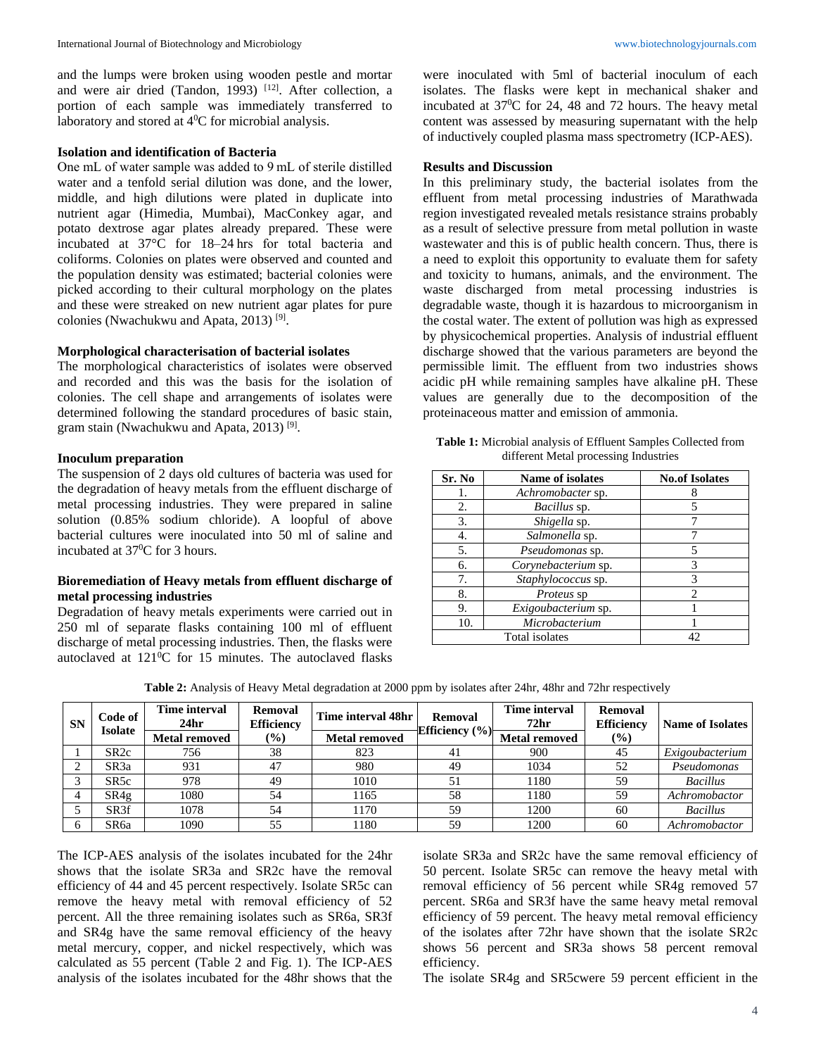and the lumps were broken using wooden pestle and mortar and were air dried (Tandon, 1993) [12]. After collection, a portion of each sample was immediately transferred to laboratory and stored at $4^0$C for microbial analysis.

### Isolation and identification of Bacteria

One mL of water sample was added to 9 mL of sterile distilled water and a tenfold serial dilution was done, and the lower, middle, and high dilutions were plated in duplicate into nutrient agar (Himedia, Mumbai), MacConkey agar, and potato dextrose agar plates already prepared. These were incubated at 37°C for 18–24 hrs for total bacteria and coliforms. Colonies on plates were observed and counted and the population density was estimated; bacterial colonies were picked according to their cultural morphology on the plates and these were streaked on new nutrient agar plates for pure colonies (Nwachukwu and Apata, 2013) [9].

### Morphological characterisation of bacterial isolates

The morphological characteristics of isolates were observed and recorded and this was the basis for the isolation of colonies. The cell shape and arrangements of isolates were determined following the standard procedures of basic stain, gram stain (Nwachukwu and Apata, 2013) [9].

### Inoculum preparation

The suspension of 2 days old cultures of bacteria was used for the degradation of heavy metals from the effluent discharge of metal processing industries. They were prepared in saline solution (0.85% sodium chloride). A loopful of above bacterial cultures were inoculated into 50 ml of saline and incubated at $37^0$C for 3 hours.

### Bioremediation of Heavy metals from effluent discharge of metal processing industries

Degradation of heavy metals experiments were carried out in 250 ml of separate flasks containing 100 ml of effluent discharge of metal processing industries. Then, the flasks were autoclaved at $121^0$C for 15 minutes. The autoclaved flasks were inoculated with 5ml of bacterial inoculum of each isolates. The flasks were kept in mechanical shaker and incubated at $37^0$C for 24, 48 and 72 hours. The heavy metal content was assessed by measuring supernatant with the help of inductively coupled plasma mass spectrometry (ICP-AES).

### Results and Discussion

In this preliminary study, the bacterial isolates from the effluent from metal processing industries of Marathwada region investigated revealed metals resistance strains probably as a result of selective pressure from metal pollution in waste wastewater and this is of public health concern. Thus, there is a need to exploit this opportunity to evaluate them for safety and toxicity to humans, animals, and the environment. The waste discharged from metal processing industries is degradable waste, though it is hazardous to microorganism in the costal water. The extent of pollution was high as expressed by physicochemical properties. Analysis of industrial effluent discharge showed that the various parameters are beyond the permissible limit. The effluent from two industries shows acidic pH while remaining samples have alkaline pH. These values are generally due to the decomposition of the proteinaceous matter and emission of ammonia.

**Table 1:** Microbial analysis of Effluent Samples Collected from different Metal processing Industries

| Sr. No | Name of isolates | No.of Isolates |
|---|---|---|
| 1. | *Achromobacter* sp. | 8 |
| 2. | *Bacillus* sp. | 5 |
| 3. | *Shigella* sp. | 7 |
| 4. | *Salmonella* sp. | 7 |
| 5. | *Pseudomonas* sp. | 5 |
| 6. | *Corynebacterium* sp. | 3 |
| 7. | *Staphylococcus* sp. | 3 |
| 8. | *Proteus* sp | 2 |
| 9. | *Exigoubacterium* sp. | 1 |
| 10. | *Microbacterium* | 1 |
| Total isolates | | 42 |

**Table 2:** Analysis of Heavy Metal degradation at 2000 ppm by isolates after 24hr, 48hr and 72hr respectively

| SN | Code of Isolate | Time interval 24hr | Removal Efficiency | Time interval 48hr | Removal Efficiency (%) | Time interval 72hr | Removal Efficiency | Name of Isolates |
|---|---|---|---|---|---|---|---|---|
| | | Metal removed | (%) | Metal removed | | Metal removed | (%) | |
| 1 | SR2c | 756 | 38 | 823 | 41 | 900 | 45 | *Exigoubacterium* |
| 2 | SR3a | 931 | 47 | 980 | 49 | 1034 | 52 | *Pseudomonas* |
| 3 | SR5c | 978 | 49 | 1010 | 51 | 1180 | 59 | *Bacillus* |
| 4 | SR4g | 1080 | 54 | 1165 | 58 | 1180 | 59 | *Achromobactor* |
| 5 | SR3f | 1078 | 54 | 1170 | 59 | 1200 | 60 | *Bacillus* |
| 6 | SR6a | 1090 | 55 | 1180 | 59 | 1200 | 60 | *Achromobactor* |

The ICP-AES analysis of the isolates incubated for the 24hr shows that the isolate SR3a and SR2c have the removal efficiency of 44 and 45 percent respectively. Isolate SR5c can remove the heavy metal with removal efficiency of 52 percent. All the three remaining isolates such as SR6a, SR3f and SR4g have the same removal efficiency of the heavy metal mercury, copper, and nickel respectively, which was calculated as 55 percent (Table 2 and Fig. 1). The ICP-AES analysis of the isolates incubated for the 48hr shows that the isolate SR3a and SR2c have the same removal efficiency of 50 percent. Isolate SR5c can remove the heavy metal with removal efficiency of 56 percent while SR4g removed 57 percent. SR6a and SR3f have the same heavy metal removal efficiency of 59 percent. The heavy metal removal efficiency of the isolates after 72hr have shown that the isolate SR2c shows 56 percent and SR3a shows 58 percent removal efficiency.

The isolate SR4g and SR5cwere 59 percent efficient in the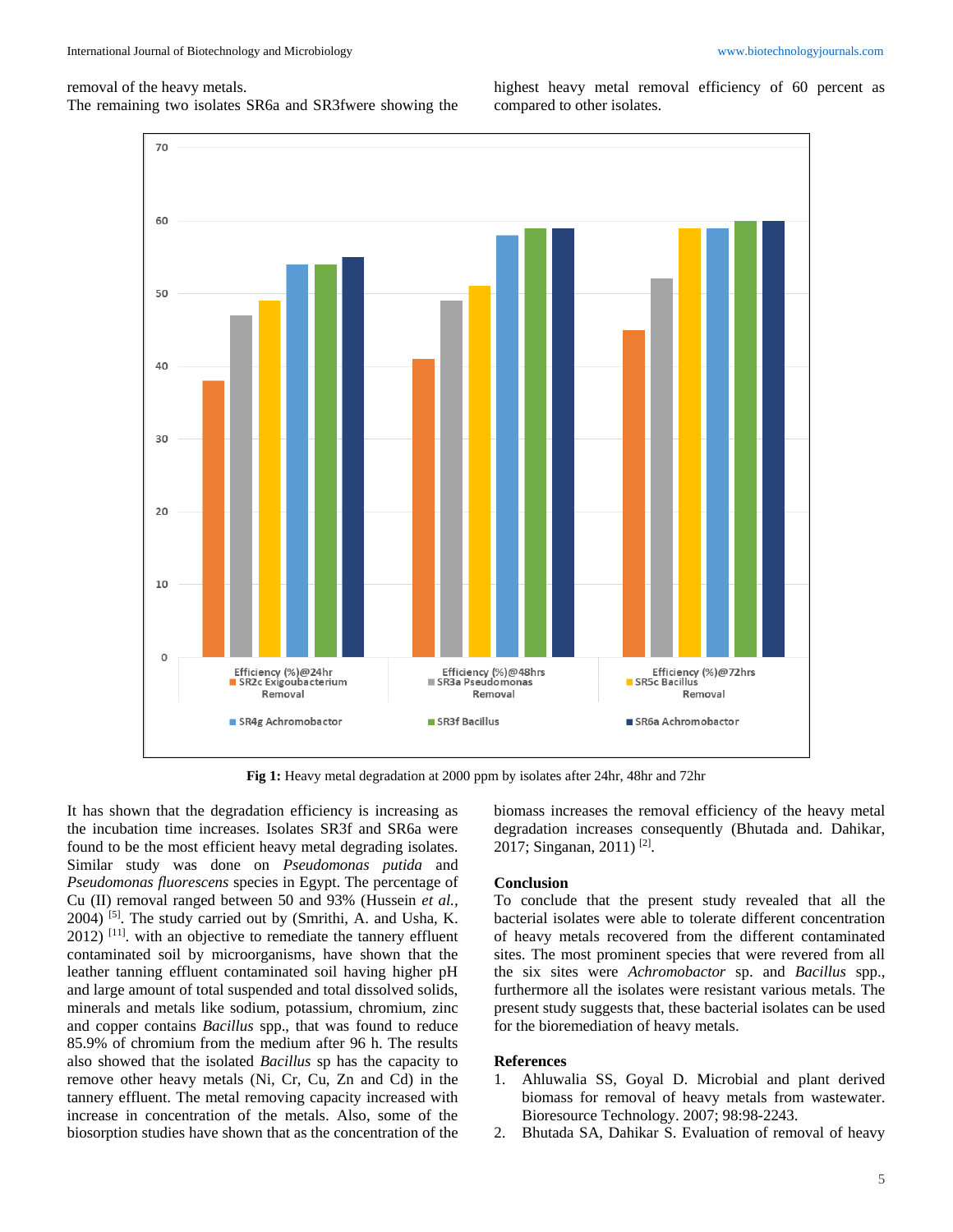removal of the heavy metals.

The remaining two isolates SR6a and SR3fwere showing the highest heavy metal removal efficiency of 60 percent as compared to other isolates.

**Fig 1:** Heavy metal degradation at 2000 ppm by isolates after 24hr, 48hr and 72hr

It has shown that the degradation efficiency is increasing as the incubation time increases. Isolates SR3f and SR6a were found to be the most efficient heavy metal degrading isolates. Similar study was done on *Pseudomonas putida* and *Pseudomonas fluorescens* species in Egypt. The percentage of Cu (II) removal ranged between 50 and 93% (Hussein *et al.*, 2004) [5]. The study carried out by (Smrithi, A. and Usha, K. 2012) [11]. with an objective to remediate the tannery effluent contaminated soil by microorganisms, have shown that the leather tanning effluent contaminated soil having higher pH and large amount of total suspended and total dissolved solids, minerals and metals like sodium, potassium, chromium, zinc and copper contains *Bacillus* spp., that was found to reduce 85.9% of chromium from the medium after 96 h. The results also showed that the isolated *Bacillus* sp has the capacity to remove other heavy metals (Ni, Cr, Cu, Zn and Cd) in the tannery effluent. The metal removing capacity increased with increase in concentration of the metals. Also, some of the biosorption studies have shown that as the concentration of the biomass increases the removal efficiency of the heavy metal degradation increases consequently (Bhutada and. Dahikar, 2017; Singanan, 2011) [2].

## Conclusion

To conclude that the present study revealed that all the bacterial isolates were able to tolerate different concentration of heavy metals recovered from the different contaminated sites. The most prominent species that were revered from all the six sites were *Achromobactor* sp. and *Bacillus* spp., furthermore all the isolates were resistant various metals. The present study suggests that, these bacterial isolates can be used for the bioremediation of heavy metals.

## References

1. Ahluwalia SS, Goyal D. Microbial and plant derived biomass for removal of heavy metals from wastewater. Bioresource Technology. 2007; 98:98-2243.
2. Bhutada SA, Dahikar S. Evaluation of removal of heavy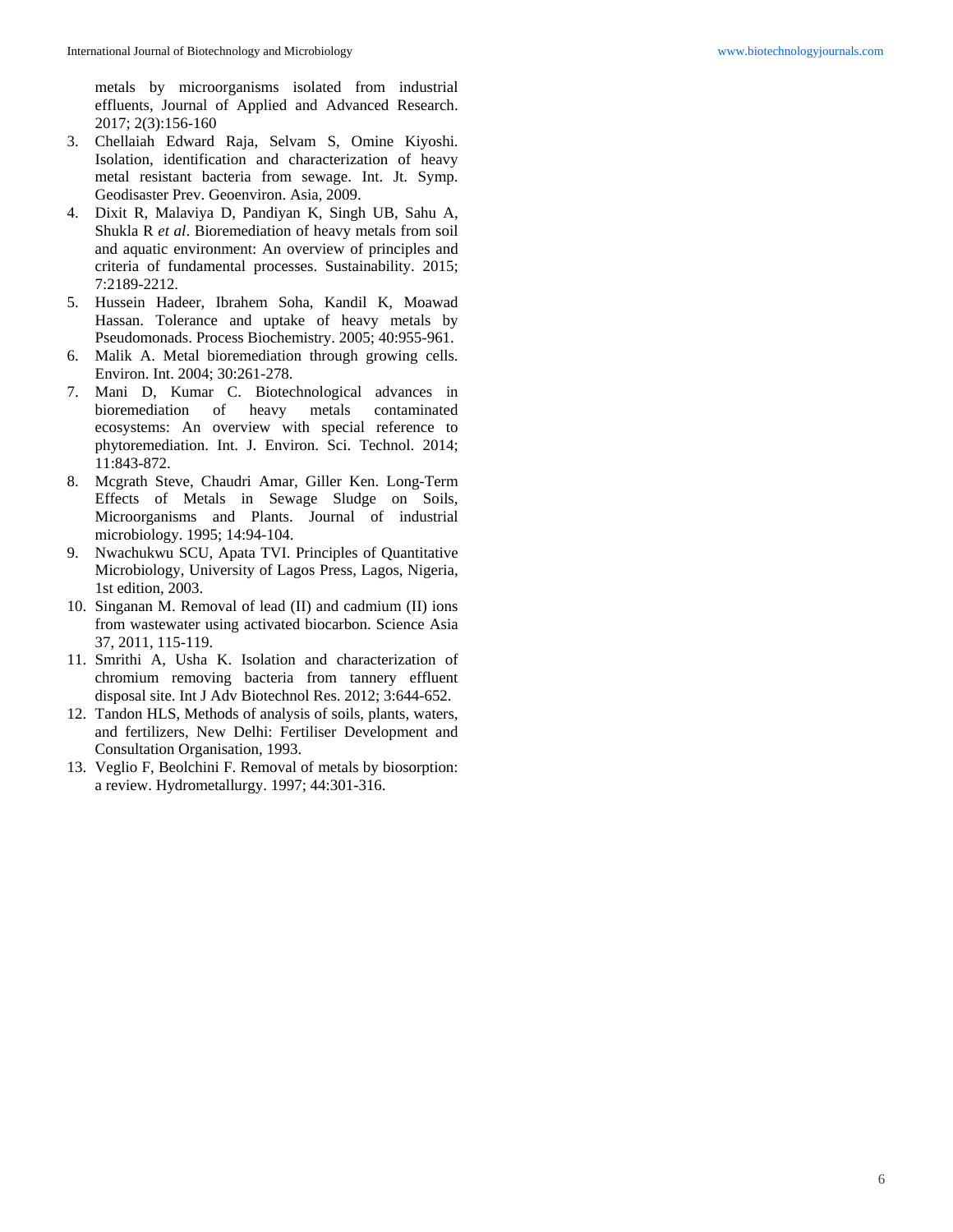metals by microorganisms isolated from industrial effluents, Journal of Applied and Advanced Research. 2017; 2(3):156-160

3. Chellaiah Edward Raja, Selvam S, Omine Kiyoshi. Isolation, identification and characterization of heavy metal resistant bacteria from sewage. Int. Jt. Symp. Geodisaster Prev. Geoenviron. Asia, 2009.
4. Dixit R, Malaviya D, Pandiyan K, Singh UB, Sahu A, Shukla R *et al*. Bioremediation of heavy metals from soil and aquatic environment: An overview of principles and criteria of fundamental processes. Sustainability. 2015; 7:2189-2212.
5. Hussein Hadeer, Ibrahem Soha, Kandil K, Moawad Hassan. Tolerance and uptake of heavy metals by Pseudomonads. Process Biochemistry. 2005; 40:955-961.
6. Malik A. Metal bioremediation through growing cells. Environ. Int. 2004; 30:261-278.
7. Mani D, Kumar C. Biotechnological advances in bioremediation of heavy metals contaminated ecosystems: An overview with special reference to phytoremediation. Int. J. Environ. Sci. Technol. 2014; 11:843-872.
8. Mcgrath Steve, Chaudri Amar, Giller Ken. Long-Term Effects of Metals in Sewage Sludge on Soils, Microorganisms and Plants. Journal of industrial microbiology. 1995; 14:94-104.
9. Nwachukwu SCU, Apata TVI. Principles of Quantitative Microbiology, University of Lagos Press, Lagos, Nigeria, 1st edition, 2003.
10. Singanan M. Removal of lead (II) and cadmium (II) ions from wastewater using activated biocarbon. Science Asia 37, 2011, 115-119.
11. Smrithi A, Usha K. Isolation and characterization of chromium removing bacteria from tannery effluent disposal site. Int J Adv Biotechnol Res. 2012; 3:644-652.
12. Tandon HLS, Methods of analysis of soils, plants, waters, and fertilizers, New Delhi: Fertiliser Development and Consultation Organisation, 1993.
13. Veglio F, Beolchini F. Removal of metals by biosorption: a review. Hydrometallurgy. 1997; 44:301-316.